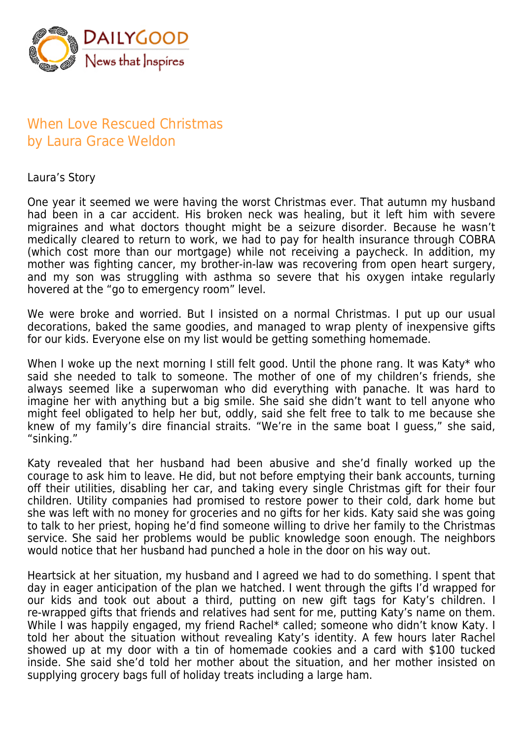DAILYGOOD
News that Inspires

# When Love Rescued Christmas
## by Laura Grace Weldon

Laura's Story

One year it seemed we were having the worst Christmas ever. That autumn my husband had been in a car accident. His broken neck was healing, but it left him with severe migraines and what doctors thought might be a seizure disorder. Because he wasn't medically cleared to return to work, we had to pay for health insurance through COBRA (which cost more than our mortgage) while not receiving a paycheck. In addition, my mother was fighting cancer, my brother-in-law was recovering from open heart surgery, and my son was struggling with asthma so severe that his oxygen intake regularly hovered at the "go to emergency room" level.

We were broke and worried. But I insisted on a normal Christmas. I put up our usual decorations, baked the same goodies, and managed to wrap plenty of inexpensive gifts for our kids. Everyone else on my list would be getting something homemade.

When I woke up the next morning I still felt good. Until the phone rang. It was Katy* who said she needed to talk to someone. The mother of one of my children's friends, she always seemed like a superwoman who did everything with panache. It was hard to imagine her with anything but a big smile. She said she didn't want to tell anyone who might feel obligated to help her but, oddly, said she felt free to talk to me because she knew of my family's dire financial straits. "We're in the same boat I guess," she said, "sinking."

Katy revealed that her husband had been abusive and she'd finally worked up the courage to ask him to leave. He did, but not before emptying their bank accounts, turning off their utilities, disabling her car, and taking every single Christmas gift for their four children. Utility companies had promised to restore power to their cold, dark home but she was left with no money for groceries and no gifts for her kids. Katy said she was going to talk to her priest, hoping he'd find someone willing to drive her family to the Christmas service. She said her problems would be public knowledge soon enough. The neighbors would notice that her husband had punched a hole in the door on his way out.

Heartsick at her situation, my husband and I agreed we had to do something. I spent that day in eager anticipation of the plan we hatched. I went through the gifts I'd wrapped for our kids and took out about a third, putting on new gift tags for Katy's children. I re-wrapped gifts that friends and relatives had sent for me, putting Katy's name on them. While I was happily engaged, my friend Rachel* called; someone who didn't know Katy. I told her about the situation without revealing Katy's identity. A few hours later Rachel showed up at my door with a tin of homemade cookies and a card with $100 tucked inside. She said she'd told her mother about the situation, and her mother insisted on supplying grocery bags full of holiday treats including a large ham.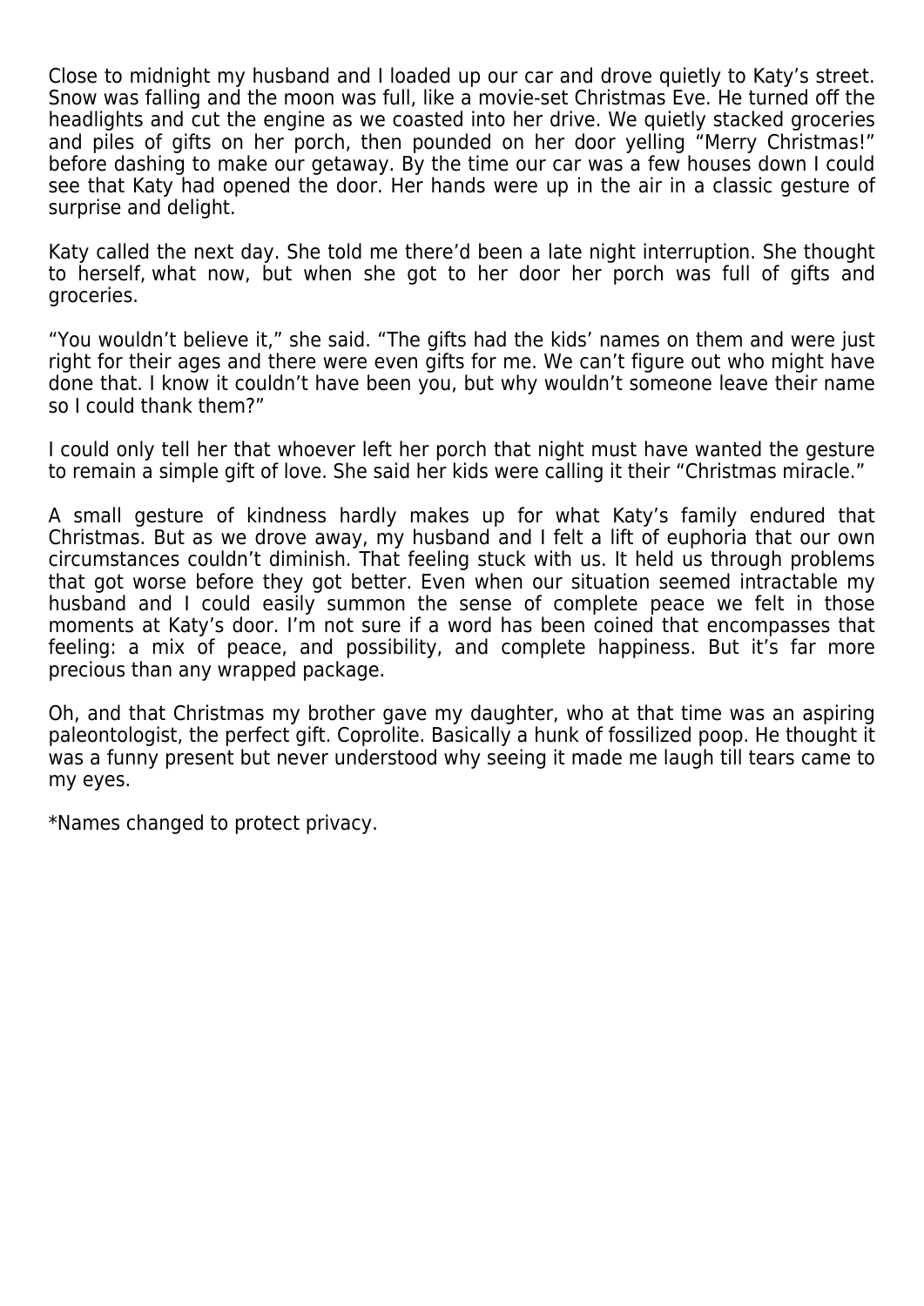Close to midnight my husband and I loaded up our car and drove quietly to Katy's street. Snow was falling and the moon was full, like a movie-set Christmas Eve. He turned off the headlights and cut the engine as we coasted into her drive. We quietly stacked groceries and piles of gifts on her porch, then pounded on her door yelling "Merry Christmas!" before dashing to make our getaway. By the time our car was a few houses down I could see that Katy had opened the door. Her hands were up in the air in a classic gesture of surprise and delight.

Katy called the next day. She told me there'd been a late night interruption. She thought to herself, what now, but when she got to her door her porch was full of gifts and groceries.

"You wouldn't believe it," she said. "The gifts had the kids' names on them and were just right for their ages and there were even gifts for me. We can't figure out who might have done that. I know it couldn't have been you, but why wouldn't someone leave their name so I could thank them?"

I could only tell her that whoever left her porch that night must have wanted the gesture to remain a simple gift of love. She said her kids were calling it their "Christmas miracle."

A small gesture of kindness hardly makes up for what Katy's family endured that Christmas. But as we drove away, my husband and I felt a lift of euphoria that our own circumstances couldn't diminish. That feeling stuck with us. It held us through problems that got worse before they got better. Even when our situation seemed intractable my husband and I could easily summon the sense of complete peace we felt in those moments at Katy's door. I'm not sure if a word has been coined that encompasses that feeling: a mix of peace, and possibility, and complete happiness. But it's far more precious than any wrapped package.

Oh, and that Christmas my brother gave my daughter, who at that time was an aspiring paleontologist, the perfect gift. Coprolite. Basically a hunk of fossilized poop. He thought it was a funny present but never understood why seeing it made me laugh till tears came to my eyes.

*Names changed to protect privacy.